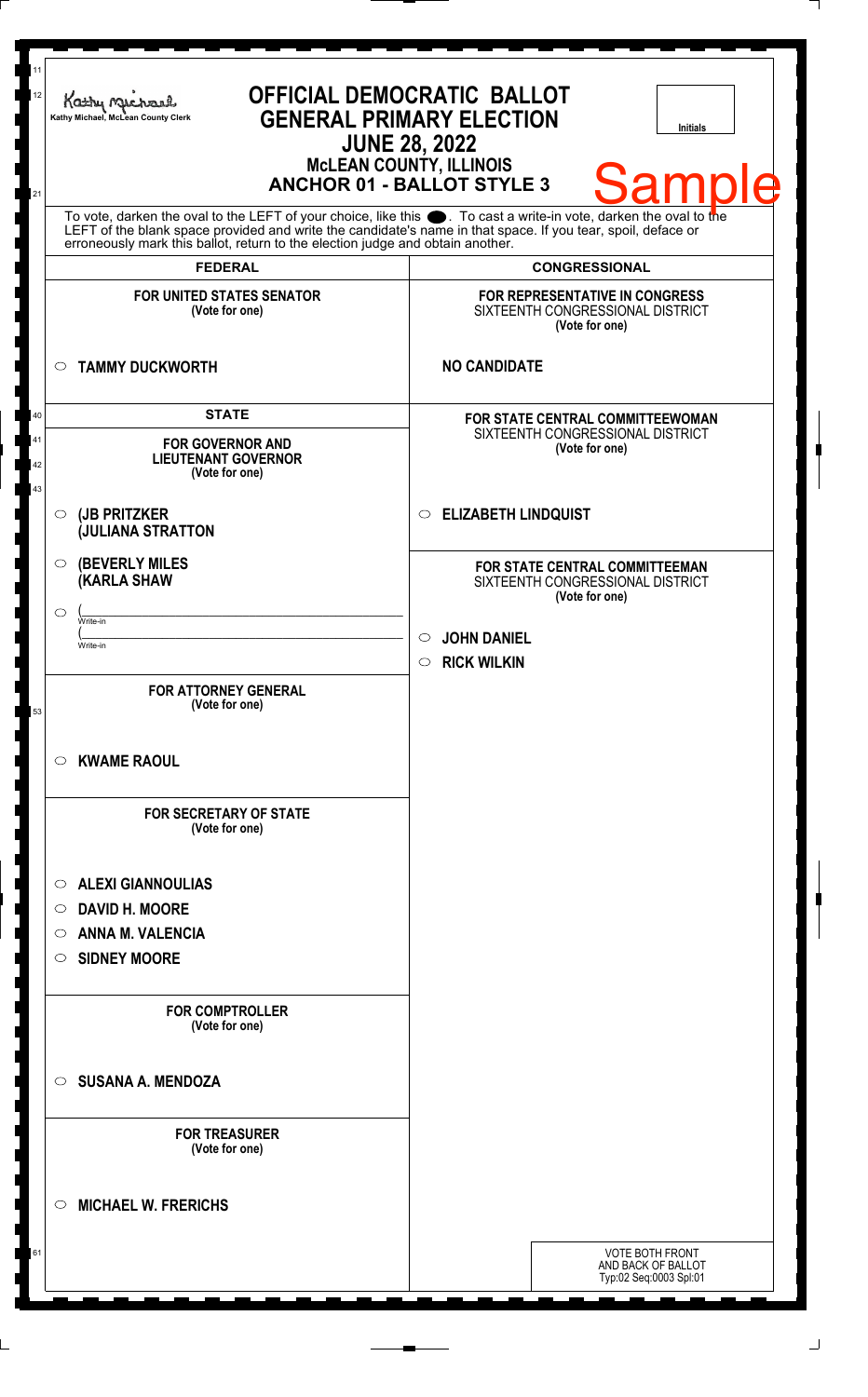Kathy Michael, McLean County Clerk

# OFFICIAL DEMOCRATIC BALLOT
## GENERAL PRIMARY ELECTION
## JUNE 28, 2022
### McLEAN COUNTY, ILLINOIS
### ANCHOR 01 - BALLOT STYLE 3

Initials

Sample

To vote, darken the oval to the LEFT of your choice, like this ●. To cast a write-in vote, darken the oval to the LEFT of the blank space provided and write the candidate's name in that space. If you tear, spoil, deface or erroneously mark this ballot, return to the election judge and obtain another.

## FEDERAL

**FOR UNITED STATES SENATOR**
**(Vote for one)**

- ○ **TAMMY DUCKWORTH**

## STATE

**FOR GOVERNOR AND LIEUTENANT GOVERNOR**
**(Vote for one)**

- ○ **(JB PRITZKER (JULIANA STRATTON**
- ○ **(BEVERLY MILES (KARLA SHAW**
- ○ (\_\_\_\_\_\_\_\_\_\_ Write-in
  (\_\_\_\_\_\_\_\_\_\_ Write-in

**FOR ATTORNEY GENERAL**
**(Vote for one)**

- ○ **KWAME RAOUL**

**FOR SECRETARY OF STATE**
**(Vote for one)**

- ○ **ALEXI GIANNOULIAS**
- ○ **DAVID H. MOORE**
- ○ **ANNA M. VALENCIA**
- ○ **SIDNEY MOORE**

**FOR COMPTROLLER**
**(Vote for one)**

- ○ **SUSANA A. MENDOZA**

**FOR TREASURER**
**(Vote for one)**

- ○ **MICHAEL W. FRERICHS**

## CONGRESSIONAL

**FOR REPRESENTATIVE IN CONGRESS**
SIXTEENTH CONGRESSIONAL DISTRICT
**(Vote for one)**

**NO CANDIDATE**

**FOR STATE CENTRAL COMMITTEEWOMAN**
SIXTEENTH CONGRESSIONAL DISTRICT
**(Vote for one)**

- ○ **ELIZABETH LINDQUIST**

**FOR STATE CENTRAL COMMITTEEMAN**
SIXTEENTH CONGRESSIONAL DISTRICT
**(Vote for one)**

- ○ **JOHN DANIEL**
- ○ **RICK WILKIN**

VOTE BOTH FRONT AND BACK OF BALLOT
Typ:02 Seq:0003 Spl:01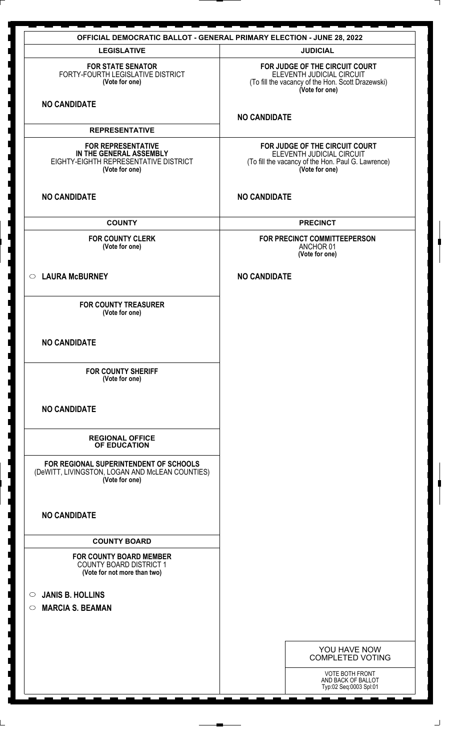# OFFICIAL DEMOCRATIC BALLOT - GENERAL PRIMARY ELECTION - JUNE 28, 2022

## LEGISLATIVE

**FOR STATE SENATOR**
FORTY-FOURTH LEGISLATIVE DISTRICT
**(Vote for one)**

**NO CANDIDATE**

## REPRESENTATIVE

**FOR REPRESENTATIVE IN THE GENERAL ASSEMBLY**
EIGHTY-EIGHTH REPRESENTATIVE DISTRICT
**(Vote for one)**

**NO CANDIDATE**

## COUNTY

**FOR COUNTY CLERK**
**(Vote for one)**

○ **LAURA McBURNEY**

**FOR COUNTY TREASURER**
**(Vote for one)**

**NO CANDIDATE**

**FOR COUNTY SHERIFF**
**(Vote for one)**

**NO CANDIDATE**

## REGIONAL OFFICE OF EDUCATION

**FOR REGIONAL SUPERINTENDENT OF SCHOOLS**
(DeWITT, LIVINGSTON, LOGAN AND McLEAN COUNTIES)
**(Vote for one)**

**NO CANDIDATE**

## COUNTY BOARD

**FOR COUNTY BOARD MEMBER**
COUNTY BOARD DISTRICT 1
**(Vote for not more than two)**

○ **JANIS B. HOLLINS**
○ **MARCIA S. BEAMAN**

## JUDICIAL

**FOR JUDGE OF THE CIRCUIT COURT**
ELEVENTH JUDICIAL CIRCUIT
(To fill the vacancy of the Hon. Scott Drazewski)
**(Vote for one)**

**NO CANDIDATE**

**FOR JUDGE OF THE CIRCUIT COURT**
ELEVENTH JUDICIAL CIRCUIT
(To fill the vacancy of the Hon. Paul G. Lawrence)
**(Vote for one)**

**NO CANDIDATE**

## PRECINCT

**FOR PRECINCT COMMITTEEPERSON**
ANCHOR 01
**(Vote for one)**

**NO CANDIDATE**

YOU HAVE NOW COMPLETED VOTING

VOTE BOTH FRONT AND BACK OF BALLOT
Typ:02 Seq:0003 Spl:01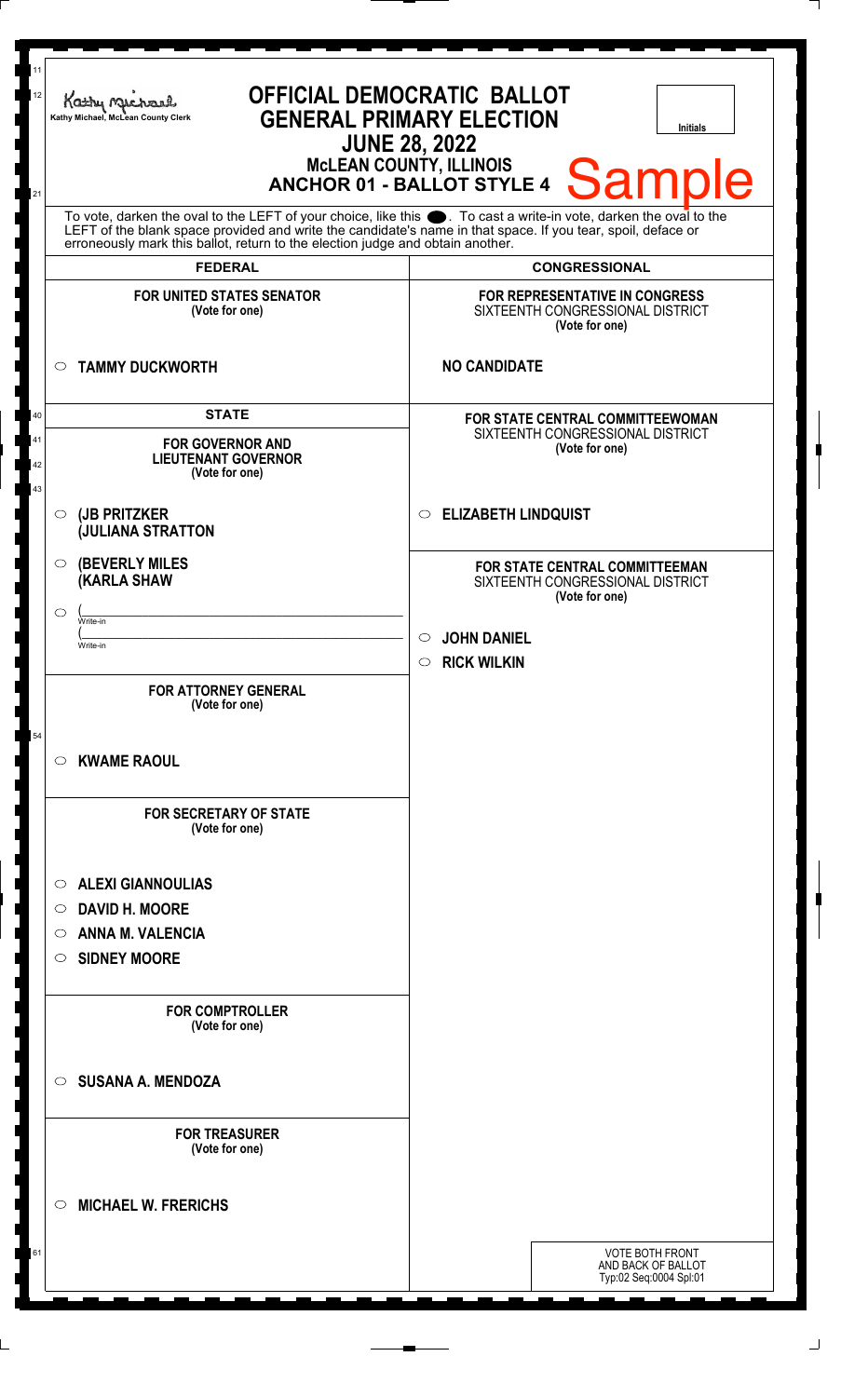Kathy Michael, McLean County Clerk

# OFFICIAL DEMOCRATIC BALLOT
## GENERAL PRIMARY ELECTION
## JUNE 28, 2022
### McLEAN COUNTY, ILLINOIS
### ANCHOR 01 - BALLOT STYLE 4

**Sample**

Initials

To vote, darken the oval to the LEFT of your choice, like this ●. To cast a write-in vote, darken the oval to the LEFT of the blank space provided and write the candidate's name in that space. If you tear, spoil, deface or erroneously mark this ballot, return to the election judge and obtain another.

## FEDERAL

**FOR UNITED STATES SENATOR**
(Vote for one)

- ○ **TAMMY DUCKWORTH**

## STATE

**FOR GOVERNOR AND LIEUTENANT GOVERNOR**
(Vote for one)

- ○ **(JB PRITZKER (JULIANA STRATTON**
- ○ **(BEVERLY MILES (KARLA SHAW**
- ○ (\_\_\_\_\_\_\_\_\_\_ Write-in
  (\_\_\_\_\_\_\_\_\_\_ Write-in

**FOR ATTORNEY GENERAL**
(Vote for one)

- ○ **KWAME RAOUL**

**FOR SECRETARY OF STATE**
(Vote for one)

- ○ **ALEXI GIANNOULIAS**
- ○ **DAVID H. MOORE**
- ○ **ANNA M. VALENCIA**
- ○ **SIDNEY MOORE**

**FOR COMPTROLLER**
(Vote for one)

- ○ **SUSANA A. MENDOZA**

**FOR TREASURER**
(Vote for one)

- ○ **MICHAEL W. FRERICHS**

## CONGRESSIONAL

**FOR REPRESENTATIVE IN CONGRESS**
SIXTEENTH CONGRESSIONAL DISTRICT
(Vote for one)

**NO CANDIDATE**

**FOR STATE CENTRAL COMMITTEEWOMAN**
SIXTEENTH CONGRESSIONAL DISTRICT
(Vote for one)

- ○ **ELIZABETH LINDQUIST**

**FOR STATE CENTRAL COMMITTEEMAN**
SIXTEENTH CONGRESSIONAL DISTRICT
(Vote for one)

- ○ **JOHN DANIEL**
- ○ **RICK WILKIN**

VOTE BOTH FRONT AND BACK OF BALLOT
Typ:02 Seq:0004 Spl:01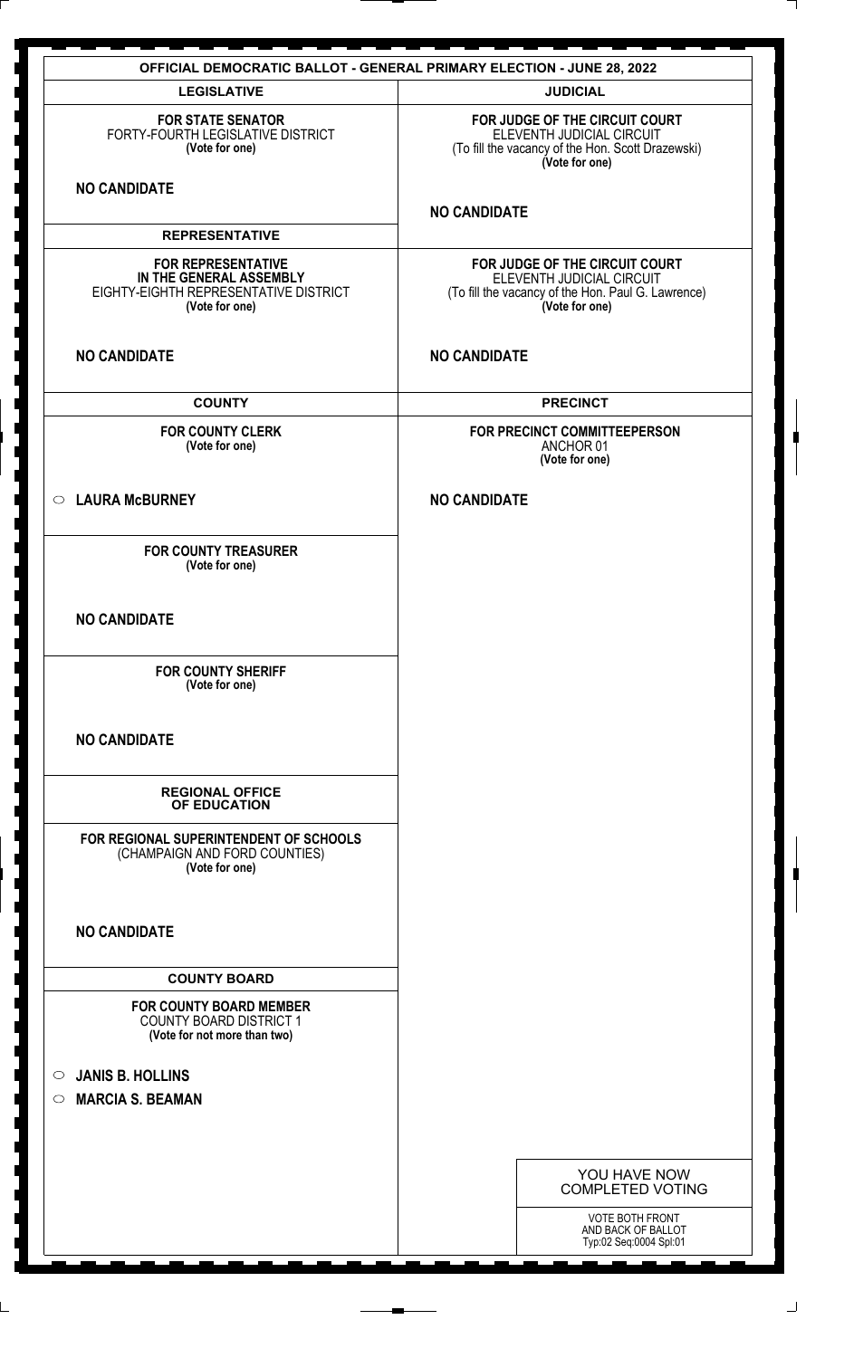# OFFICIAL DEMOCRATIC BALLOT - GENERAL PRIMARY ELECTION - JUNE 28, 2022

## LEGISLATIVE

**FOR STATE SENATOR**
FORTY-FOURTH LEGISLATIVE DISTRICT
**(Vote for one)**

**NO CANDIDATE**

## REPRESENTATIVE

**FOR REPRESENTATIVE IN THE GENERAL ASSEMBLY**
EIGHTY-EIGHTH REPRESENTATIVE DISTRICT
**(Vote for one)**

**NO CANDIDATE**

## COUNTY

**FOR COUNTY CLERK**
**(Vote for one)**

- ○ **LAURA McBURNEY**

**FOR COUNTY TREASURER**
**(Vote for one)**

**NO CANDIDATE**

**FOR COUNTY SHERIFF**
**(Vote for one)**

**NO CANDIDATE**

## REGIONAL OFFICE OF EDUCATION

**FOR REGIONAL SUPERINTENDENT OF SCHOOLS**
(CHAMPAIGN AND FORD COUNTIES)
**(Vote for one)**

**NO CANDIDATE**

## COUNTY BOARD

**FOR COUNTY BOARD MEMBER**
COUNTY BOARD DISTRICT 1
**(Vote for not more than two)**

- ○ **JANIS B. HOLLINS**
- ○ **MARCIA S. BEAMAN**

## JUDICIAL

**FOR JUDGE OF THE CIRCUIT COURT**
ELEVENTH JUDICIAL CIRCUIT
(To fill the vacancy of the Hon. Scott Drazewski)
**(Vote for one)**

**NO CANDIDATE**

**FOR JUDGE OF THE CIRCUIT COURT**
ELEVENTH JUDICIAL CIRCUIT
(To fill the vacancy of the Hon. Paul G. Lawrence)
**(Vote for one)**

**NO CANDIDATE**

## PRECINCT

**FOR PRECINCT COMMITTEEPERSON**
ANCHOR 01
**(Vote for one)**

**NO CANDIDATE**

YOU HAVE NOW COMPLETED VOTING

VOTE BOTH FRONT AND BACK OF BALLOT
Typ:02 Seq:0004 Spl:01